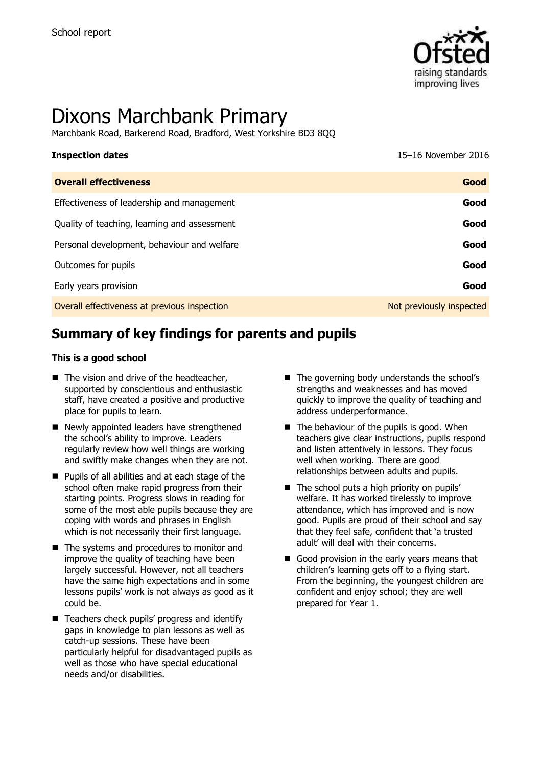School report

# Dixons Marchbank Primary

Marchbank Road, Barkerend Road, Bradford, West Yorkshire BD3 8QQ

**Inspection dates** 15–16 November 2016

| **Overall effectiveness** | **Good** |
|---|---|
| Effectiveness of leadership and management | **Good** |
| Quality of teaching, learning and assessment | **Good** |
| Personal development, behaviour and welfare | **Good** |
| Outcomes for pupils | **Good** |
| Early years provision | **Good** |
| Overall effectiveness at previous inspection | Not previously inspected |

## Summary of key findings for parents and pupils

**This is a good school**

- The vision and drive of the headteacher, supported by conscientious and enthusiastic staff, have created a positive and productive place for pupils to learn.
- Newly appointed leaders have strengthened the school's ability to improve. Leaders regularly review how well things are working and swiftly make changes when they are not.
- Pupils of all abilities and at each stage of the school often make rapid progress from their starting points. Progress slows in reading for some of the most able pupils because they are coping with words and phrases in English which is not necessarily their first language.
- The systems and procedures to monitor and improve the quality of teaching have been largely successful. However, not all teachers have the same high expectations and in some lessons pupils' work is not always as good as it could be.
- Teachers check pupils' progress and identify gaps in knowledge to plan lessons as well as catch-up sessions. These have been particularly helpful for disadvantaged pupils as well as those who have special educational needs and/or disabilities.
- The governing body understands the school's strengths and weaknesses and has moved quickly to improve the quality of teaching and address underperformance.
- The behaviour of the pupils is good. When teachers give clear instructions, pupils respond and listen attentively in lessons. They focus well when working. There are good relationships between adults and pupils.
- The school puts a high priority on pupils' welfare. It has worked tirelessly to improve attendance, which has improved and is now good. Pupils are proud of their school and say that they feel safe, confident that 'a trusted adult' will deal with their concerns.
- Good provision in the early years means that children's learning gets off to a flying start. From the beginning, the youngest children are confident and enjoy school; they are well prepared for Year 1.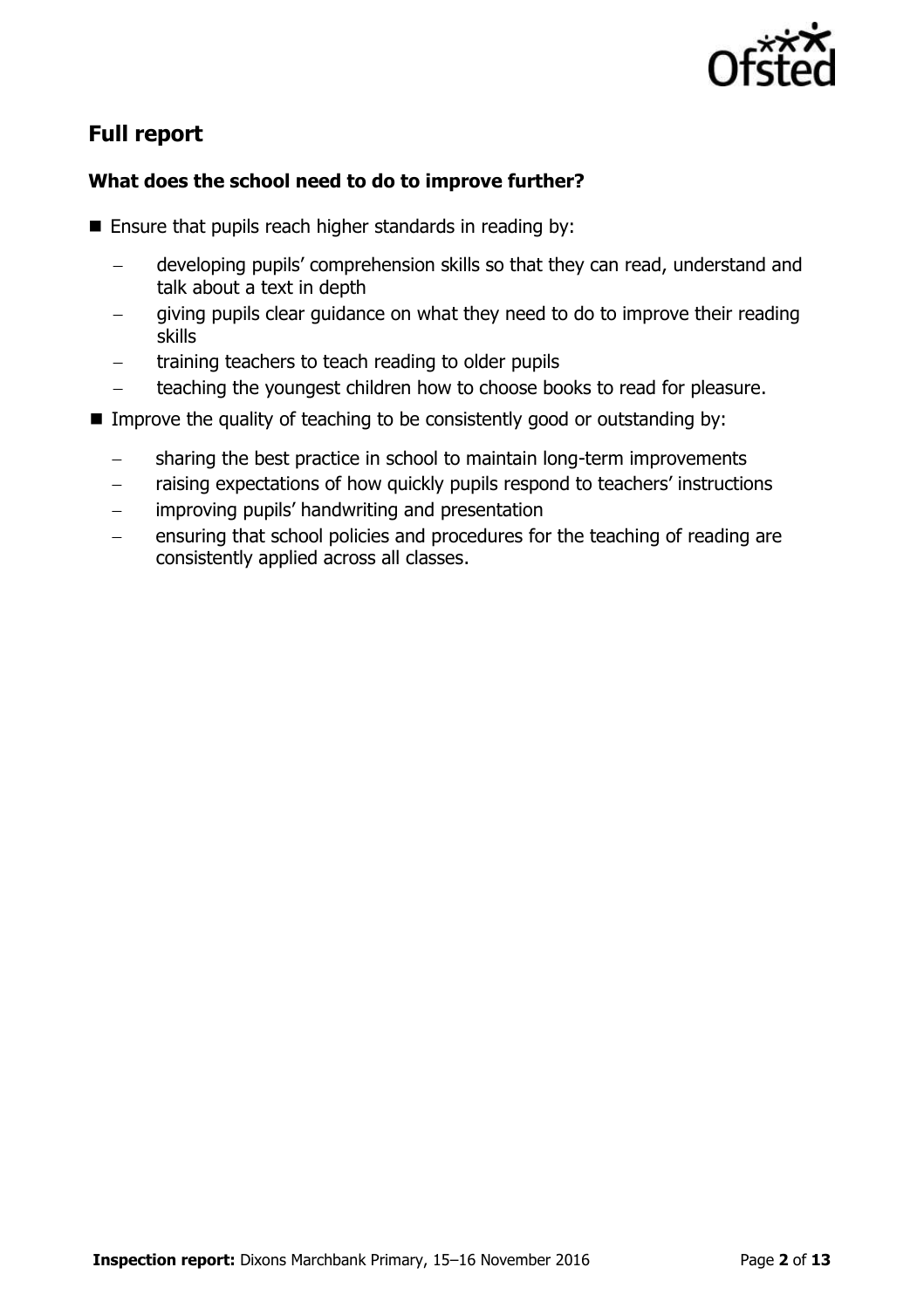## Full report

### What does the school need to do to improve further?

- Ensure that pupils reach higher standards in reading by:
  - developing pupils' comprehension skills so that they can read, understand and talk about a text in depth
  - giving pupils clear guidance on what they need to do to improve their reading skills
  - training teachers to teach reading to older pupils
  - teaching the youngest children how to choose books to read for pleasure.
- Improve the quality of teaching to be consistently good or outstanding by:
  - sharing the best practice in school to maintain long-term improvements
  - raising expectations of how quickly pupils respond to teachers' instructions
  - improving pupils' handwriting and presentation
  - ensuring that school policies and procedures for the teaching of reading are consistently applied across all classes.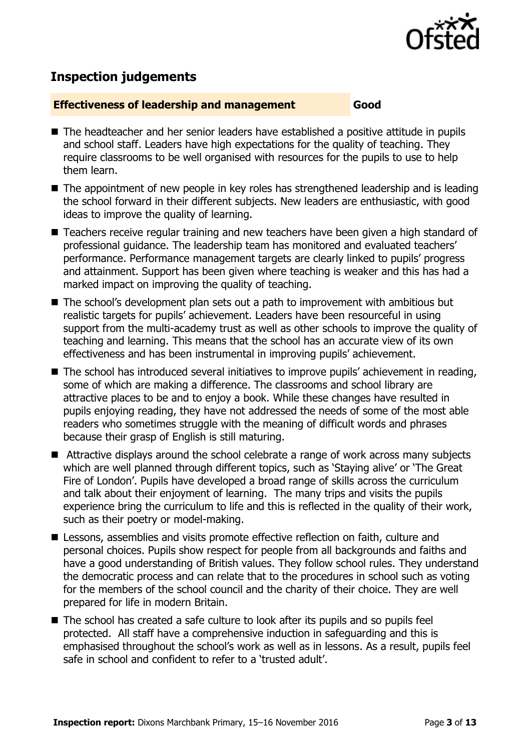## Inspection judgements

**Effectiveness of leadership and management** **Good**

- The headteacher and her senior leaders have established a positive attitude in pupils and school staff. Leaders have high expectations for the quality of teaching. They require classrooms to be well organised with resources for the pupils to use to help them learn.
- The appointment of new people in key roles has strengthened leadership and is leading the school forward in their different subjects. New leaders are enthusiastic, with good ideas to improve the quality of learning.
- Teachers receive regular training and new teachers have been given a high standard of professional guidance. The leadership team has monitored and evaluated teachers' performance. Performance management targets are clearly linked to pupils' progress and attainment. Support has been given where teaching is weaker and this has had a marked impact on improving the quality of teaching.
- The school's development plan sets out a path to improvement with ambitious but realistic targets for pupils' achievement. Leaders have been resourceful in using support from the multi-academy trust as well as other schools to improve the quality of teaching and learning. This means that the school has an accurate view of its own effectiveness and has been instrumental in improving pupils' achievement.
- The school has introduced several initiatives to improve pupils' achievement in reading, some of which are making a difference. The classrooms and school library are attractive places to be and to enjoy a book. While these changes have resulted in pupils enjoying reading, they have not addressed the needs of some of the most able readers who sometimes struggle with the meaning of difficult words and phrases because their grasp of English is still maturing.
- Attractive displays around the school celebrate a range of work across many subjects which are well planned through different topics, such as 'Staying alive' or 'The Great Fire of London'. Pupils have developed a broad range of skills across the curriculum and talk about their enjoyment of learning. The many trips and visits the pupils experience bring the curriculum to life and this is reflected in the quality of their work, such as their poetry or model-making.
- Lessons, assemblies and visits promote effective reflection on faith, culture and personal choices. Pupils show respect for people from all backgrounds and faiths and have a good understanding of British values. They follow school rules. They understand the democratic process and can relate that to the procedures in school such as voting for the members of the school council and the charity of their choice. They are well prepared for life in modern Britain.
- The school has created a safe culture to look after its pupils and so pupils feel protected. All staff have a comprehensive induction in safeguarding and this is emphasised throughout the school's work as well as in lessons. As a result, pupils feel safe in school and confident to refer to a 'trusted adult'.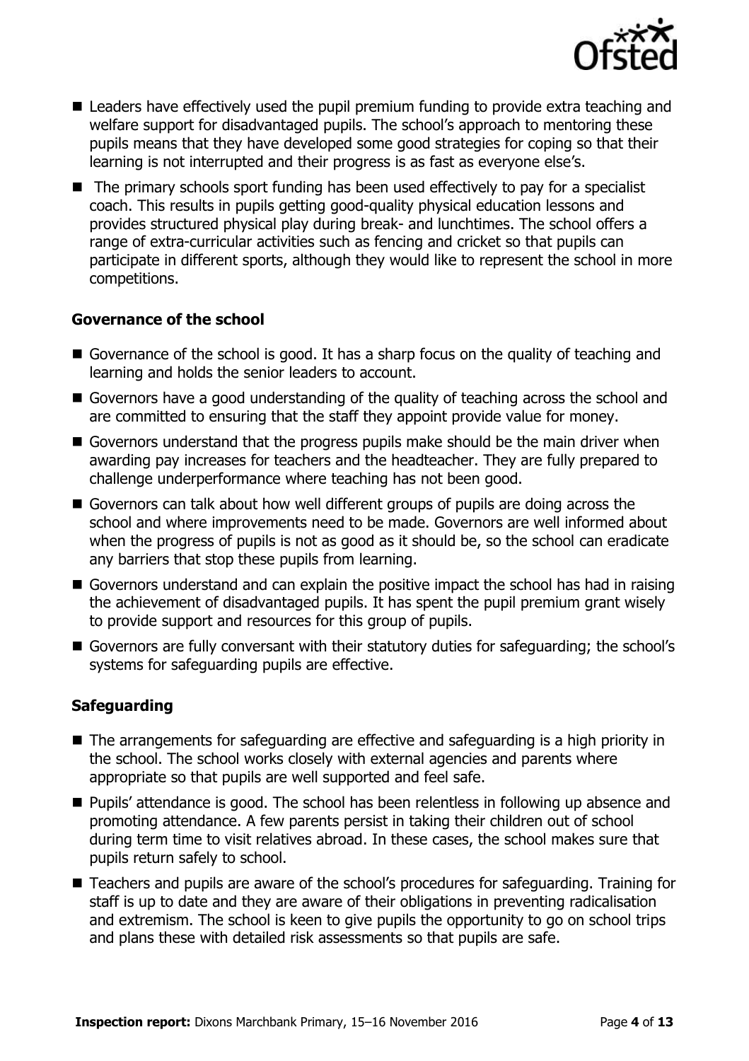- Leaders have effectively used the pupil premium funding to provide extra teaching and welfare support for disadvantaged pupils. The school's approach to mentoring these pupils means that they have developed some good strategies for coping so that their learning is not interrupted and their progress is as fast as everyone else's.
- The primary schools sport funding has been used effectively to pay for a specialist coach. This results in pupils getting good-quality physical education lessons and provides structured physical play during break- and lunchtimes. The school offers a range of extra-curricular activities such as fencing and cricket so that pupils can participate in different sports, although they would like to represent the school in more competitions.

### Governance of the school

- Governance of the school is good. It has a sharp focus on the quality of teaching and learning and holds the senior leaders to account.
- Governors have a good understanding of the quality of teaching across the school and are committed to ensuring that the staff they appoint provide value for money.
- Governors understand that the progress pupils make should be the main driver when awarding pay increases for teachers and the headteacher. They are fully prepared to challenge underperformance where teaching has not been good.
- Governors can talk about how well different groups of pupils are doing across the school and where improvements need to be made. Governors are well informed about when the progress of pupils is not as good as it should be, so the school can eradicate any barriers that stop these pupils from learning.
- Governors understand and can explain the positive impact the school has had in raising the achievement of disadvantaged pupils. It has spent the pupil premium grant wisely to provide support and resources for this group of pupils.
- Governors are fully conversant with their statutory duties for safeguarding; the school's systems for safeguarding pupils are effective.

### Safeguarding

- The arrangements for safeguarding are effective and safeguarding is a high priority in the school. The school works closely with external agencies and parents where appropriate so that pupils are well supported and feel safe.
- Pupils' attendance is good. The school has been relentless in following up absence and promoting attendance. A few parents persist in taking their children out of school during term time to visit relatives abroad. In these cases, the school makes sure that pupils return safely to school.
- Teachers and pupils are aware of the school's procedures for safeguarding. Training for staff is up to date and they are aware of their obligations in preventing radicalisation and extremism. The school is keen to give pupils the opportunity to go on school trips and plans these with detailed risk assessments so that pupils are safe.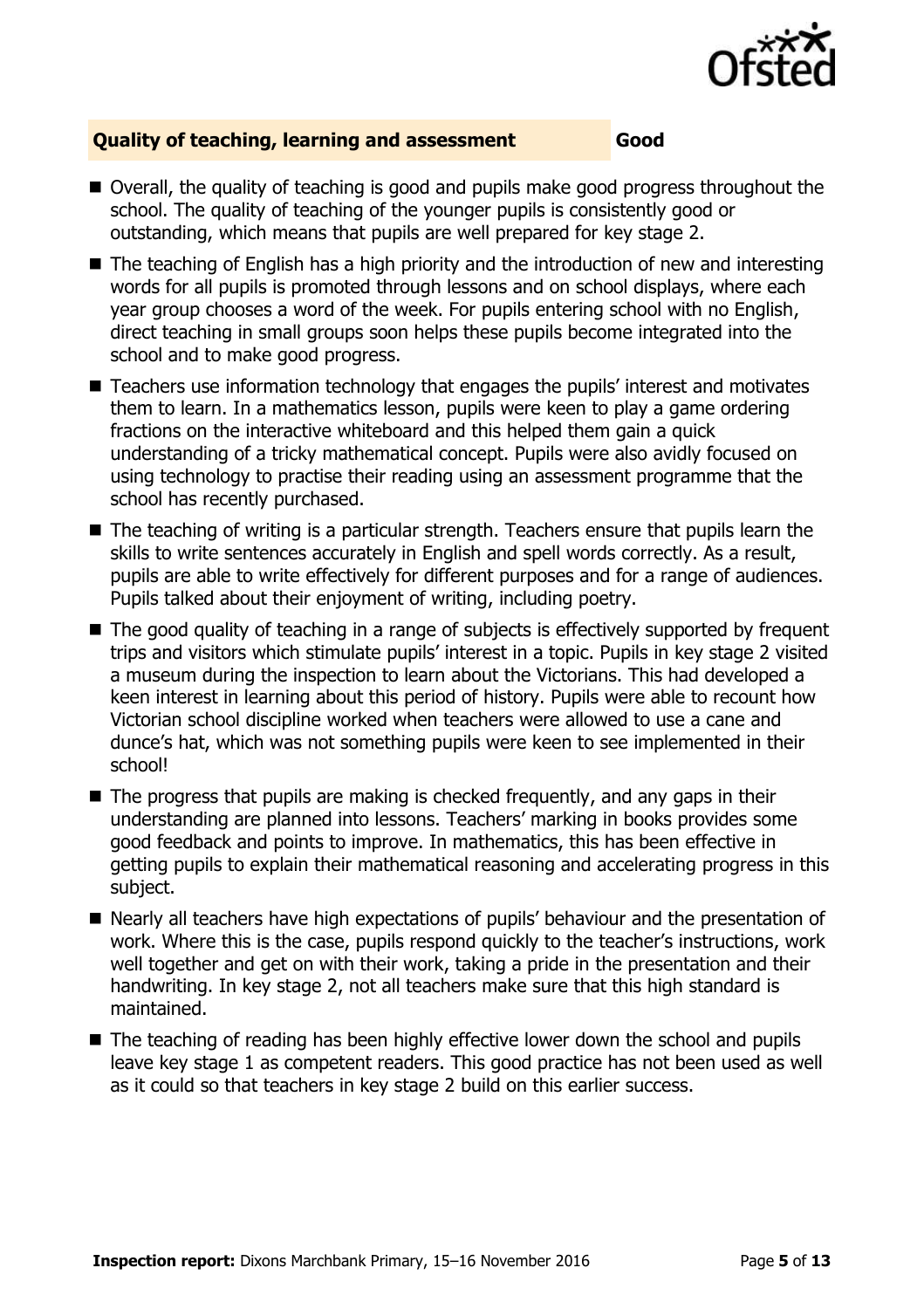## Quality of teaching, learning and assessment — Good

- Overall, the quality of teaching is good and pupils make good progress throughout the school. The quality of teaching of the younger pupils is consistently good or outstanding, which means that pupils are well prepared for key stage 2.
- The teaching of English has a high priority and the introduction of new and interesting words for all pupils is promoted through lessons and on school displays, where each year group chooses a word of the week. For pupils entering school with no English, direct teaching in small groups soon helps these pupils become integrated into the school and to make good progress.
- Teachers use information technology that engages the pupils' interest and motivates them to learn. In a mathematics lesson, pupils were keen to play a game ordering fractions on the interactive whiteboard and this helped them gain a quick understanding of a tricky mathematical concept. Pupils were also avidly focused on using technology to practise their reading using an assessment programme that the school has recently purchased.
- The teaching of writing is a particular strength. Teachers ensure that pupils learn the skills to write sentences accurately in English and spell words correctly. As a result, pupils are able to write effectively for different purposes and for a range of audiences. Pupils talked about their enjoyment of writing, including poetry.
- The good quality of teaching in a range of subjects is effectively supported by frequent trips and visitors which stimulate pupils' interest in a topic. Pupils in key stage 2 visited a museum during the inspection to learn about the Victorians. This had developed a keen interest in learning about this period of history. Pupils were able to recount how Victorian school discipline worked when teachers were allowed to use a cane and dunce's hat, which was not something pupils were keen to see implemented in their school!
- The progress that pupils are making is checked frequently, and any gaps in their understanding are planned into lessons. Teachers' marking in books provides some good feedback and points to improve. In mathematics, this has been effective in getting pupils to explain their mathematical reasoning and accelerating progress in this subject.
- Nearly all teachers have high expectations of pupils' behaviour and the presentation of work. Where this is the case, pupils respond quickly to the teacher's instructions, work well together and get on with their work, taking a pride in the presentation and their handwriting. In key stage 2, not all teachers make sure that this high standard is maintained.
- The teaching of reading has been highly effective lower down the school and pupils leave key stage 1 as competent readers. This good practice has not been used as well as it could so that teachers in key stage 2 build on this earlier success.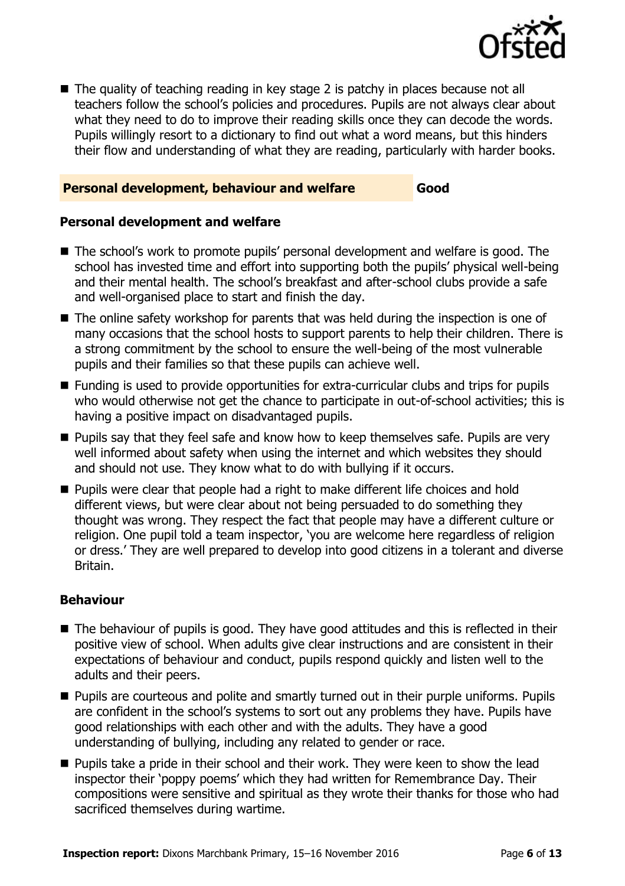- The quality of teaching reading in key stage 2 is patchy in places because not all teachers follow the school's policies and procedures. Pupils are not always clear about what they need to do to improve their reading skills once they can decode the words. Pupils willingly resort to a dictionary to find out what a word means, but this hinders their flow and understanding of what they are reading, particularly with harder books.

## Personal development, behaviour and welfare — Good

### Personal development and welfare

- The school's work to promote pupils' personal development and welfare is good. The school has invested time and effort into supporting both the pupils' physical well-being and their mental health. The school's breakfast and after-school clubs provide a safe and well-organised place to start and finish the day.
- The online safety workshop for parents that was held during the inspection is one of many occasions that the school hosts to support parents to help their children. There is a strong commitment by the school to ensure the well-being of the most vulnerable pupils and their families so that these pupils can achieve well.
- Funding is used to provide opportunities for extra-curricular clubs and trips for pupils who would otherwise not get the chance to participate in out-of-school activities; this is having a positive impact on disadvantaged pupils.
- Pupils say that they feel safe and know how to keep themselves safe. Pupils are very well informed about safety when using the internet and which websites they should and should not use. They know what to do with bullying if it occurs.
- Pupils were clear that people had a right to make different life choices and hold different views, but were clear about not being persuaded to do something they thought was wrong. They respect the fact that people may have a different culture or religion. One pupil told a team inspector, 'you are welcome here regardless of religion or dress.' They are well prepared to develop into good citizens in a tolerant and diverse Britain.

### Behaviour

- The behaviour of pupils is good. They have good attitudes and this is reflected in their positive view of school. When adults give clear instructions and are consistent in their expectations of behaviour and conduct, pupils respond quickly and listen well to the adults and their peers.
- Pupils are courteous and polite and smartly turned out in their purple uniforms. Pupils are confident in the school's systems to sort out any problems they have. Pupils have good relationships with each other and with the adults. They have a good understanding of bullying, including any related to gender or race.
- Pupils take a pride in their school and their work. They were keen to show the lead inspector their 'poppy poems' which they had written for Remembrance Day. Their compositions were sensitive and spiritual as they wrote their thanks for those who had sacrificed themselves during wartime.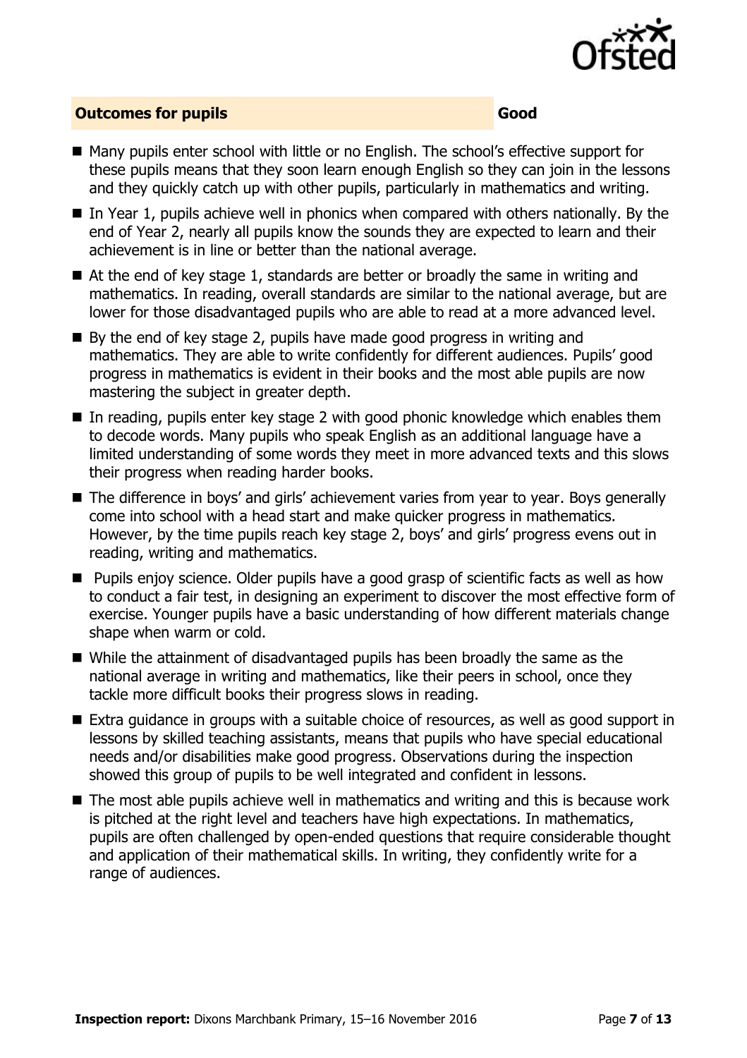## Outcomes for pupils — Good

- Many pupils enter school with little or no English. The school's effective support for these pupils means that they soon learn enough English so they can join in the lessons and they quickly catch up with other pupils, particularly in mathematics and writing.
- In Year 1, pupils achieve well in phonics when compared with others nationally. By the end of Year 2, nearly all pupils know the sounds they are expected to learn and their achievement is in line or better than the national average.
- At the end of key stage 1, standards are better or broadly the same in writing and mathematics. In reading, overall standards are similar to the national average, but are lower for those disadvantaged pupils who are able to read at a more advanced level.
- By the end of key stage 2, pupils have made good progress in writing and mathematics. They are able to write confidently for different audiences. Pupils' good progress in mathematics is evident in their books and the most able pupils are now mastering the subject in greater depth.
- In reading, pupils enter key stage 2 with good phonic knowledge which enables them to decode words. Many pupils who speak English as an additional language have a limited understanding of some words they meet in more advanced texts and this slows their progress when reading harder books.
- The difference in boys' and girls' achievement varies from year to year. Boys generally come into school with a head start and make quicker progress in mathematics. However, by the time pupils reach key stage 2, boys' and girls' progress evens out in reading, writing and mathematics.
- Pupils enjoy science. Older pupils have a good grasp of scientific facts as well as how to conduct a fair test, in designing an experiment to discover the most effective form of exercise. Younger pupils have a basic understanding of how different materials change shape when warm or cold.
- While the attainment of disadvantaged pupils has been broadly the same as the national average in writing and mathematics, like their peers in school, once they tackle more difficult books their progress slows in reading.
- Extra guidance in groups with a suitable choice of resources, as well as good support in lessons by skilled teaching assistants, means that pupils who have special educational needs and/or disabilities make good progress. Observations during the inspection showed this group of pupils to be well integrated and confident in lessons.
- The most able pupils achieve well in mathematics and writing and this is because work is pitched at the right level and teachers have high expectations. In mathematics, pupils are often challenged by open-ended questions that require considerable thought and application of their mathematical skills. In writing, they confidently write for a range of audiences.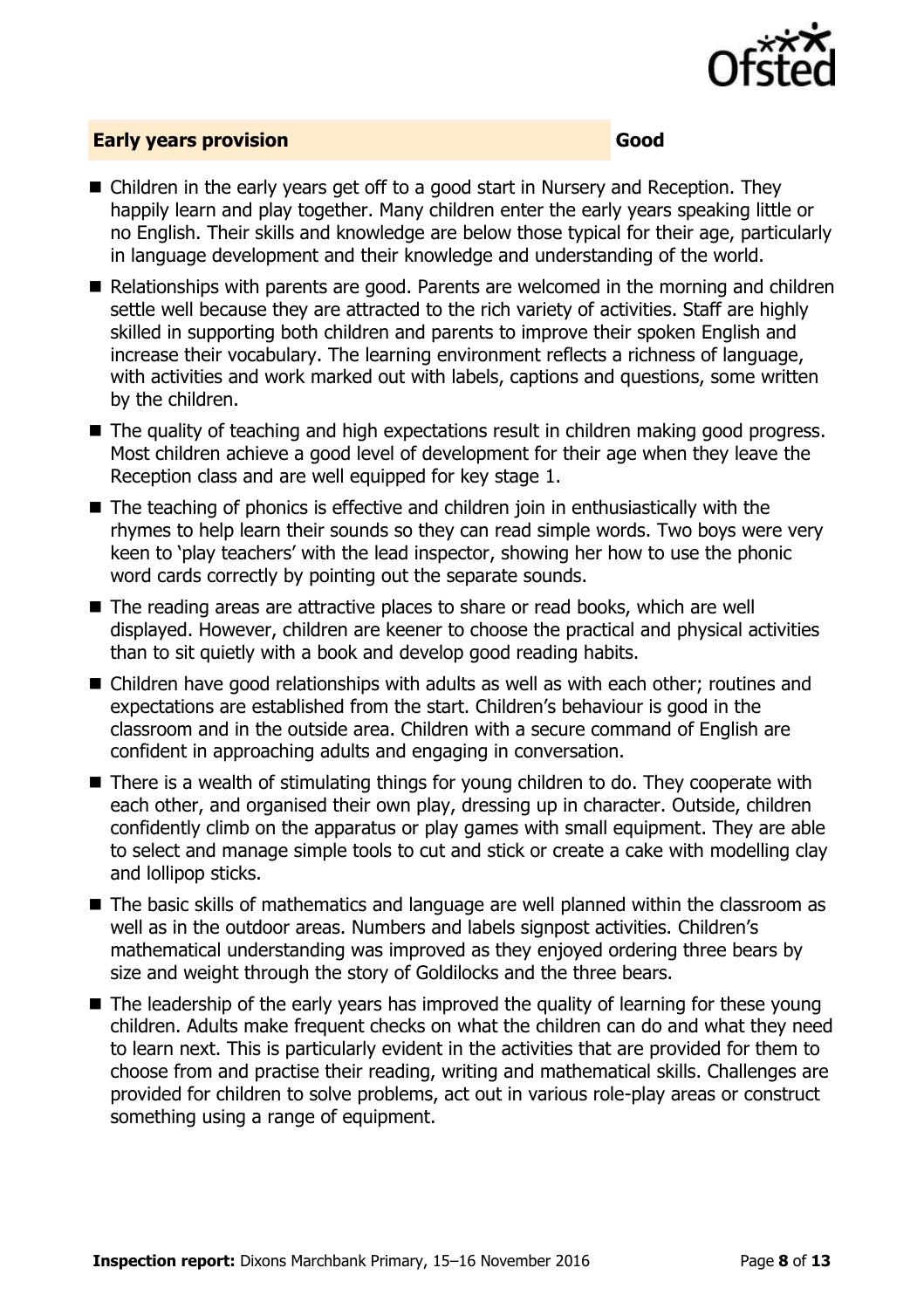## Early years provision — Good

- Children in the early years get off to a good start in Nursery and Reception. They happily learn and play together. Many children enter the early years speaking little or no English. Their skills and knowledge are below those typical for their age, particularly in language development and their knowledge and understanding of the world.
- Relationships with parents are good. Parents are welcomed in the morning and children settle well because they are attracted to the rich variety of activities. Staff are highly skilled in supporting both children and parents to improve their spoken English and increase their vocabulary. The learning environment reflects a richness of language, with activities and work marked out with labels, captions and questions, some written by the children.
- The quality of teaching and high expectations result in children making good progress. Most children achieve a good level of development for their age when they leave the Reception class and are well equipped for key stage 1.
- The teaching of phonics is effective and children join in enthusiastically with the rhymes to help learn their sounds so they can read simple words. Two boys were very keen to 'play teachers' with the lead inspector, showing her how to use the phonic word cards correctly by pointing out the separate sounds.
- The reading areas are attractive places to share or read books, which are well displayed. However, children are keener to choose the practical and physical activities than to sit quietly with a book and develop good reading habits.
- Children have good relationships with adults as well as with each other; routines and expectations are established from the start. Children's behaviour is good in the classroom and in the outside area. Children with a secure command of English are confident in approaching adults and engaging in conversation.
- There is a wealth of stimulating things for young children to do. They cooperate with each other, and organised their own play, dressing up in character. Outside, children confidently climb on the apparatus or play games with small equipment. They are able to select and manage simple tools to cut and stick or create a cake with modelling clay and lollipop sticks.
- The basic skills of mathematics and language are well planned within the classroom as well as in the outdoor areas. Numbers and labels signpost activities. Children's mathematical understanding was improved as they enjoyed ordering three bears by size and weight through the story of Goldilocks and the three bears.
- The leadership of the early years has improved the quality of learning for these young children. Adults make frequent checks on what the children can do and what they need to learn next. This is particularly evident in the activities that are provided for them to choose from and practise their reading, writing and mathematical skills. Challenges are provided for children to solve problems, act out in various role-play areas or construct something using a range of equipment.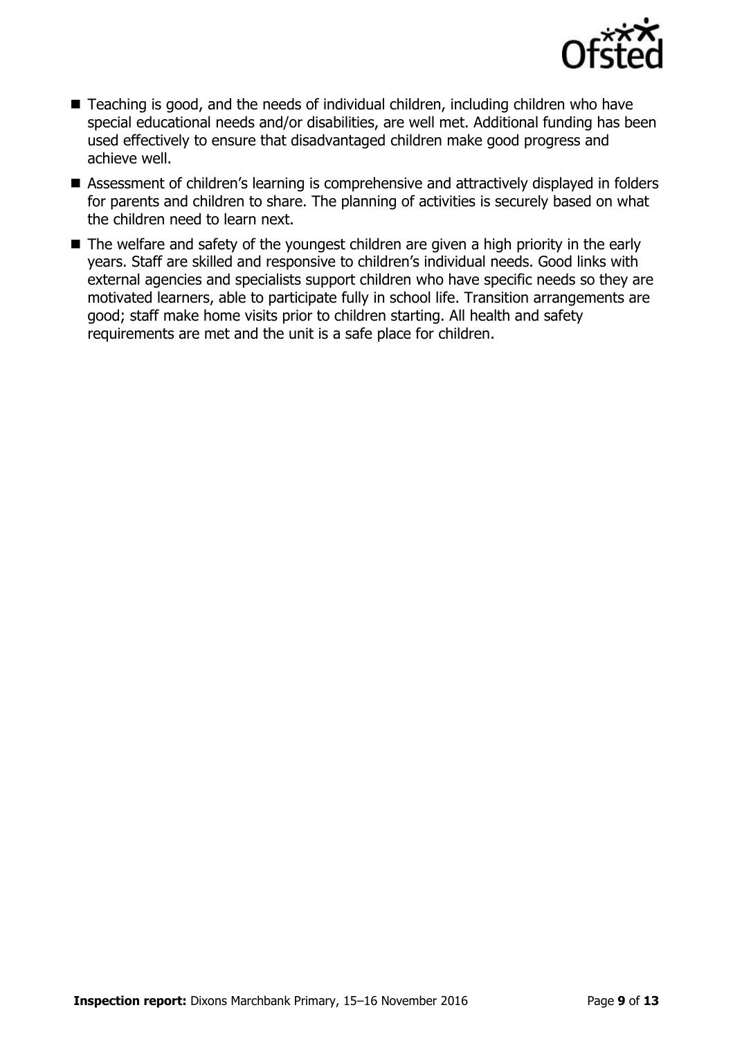- Teaching is good, and the needs of individual children, including children who have special educational needs and/or disabilities, are well met. Additional funding has been used effectively to ensure that disadvantaged children make good progress and achieve well.
- Assessment of children's learning is comprehensive and attractively displayed in folders for parents and children to share. The planning of activities is securely based on what the children need to learn next.
- The welfare and safety of the youngest children are given a high priority in the early years. Staff are skilled and responsive to children's individual needs. Good links with external agencies and specialists support children who have specific needs so they are motivated learners, able to participate fully in school life. Transition arrangements are good; staff make home visits prior to children starting. All health and safety requirements are met and the unit is a safe place for children.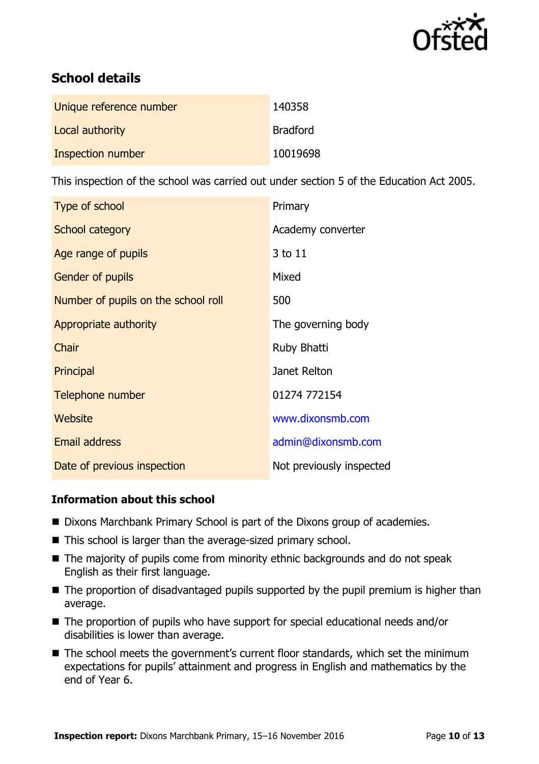## School details

| | |
|---|---|
| Unique reference number | 140358 |
| Local authority | Bradford |
| Inspection number | 10019698 |

This inspection of the school was carried out under section 5 of the Education Act 2005.

| | |
|---|---|
| Type of school | Primary |
| School category | Academy converter |
| Age range of pupils | 3 to 11 |
| Gender of pupils | Mixed |
| Number of pupils on the school roll | 500 |
| Appropriate authority | The governing body |
| Chair | Ruby Bhatti |
| Principal | Janet Relton |
| Telephone number | 01274 772154 |
| Website | www.dixonsmb.com |
| Email address | admin@dixonsmb.com |
| Date of previous inspection | Not previously inspected |

### Information about this school

- Dixons Marchbank Primary School is part of the Dixons group of academies.
- This school is larger than the average-sized primary school.
- The majority of pupils come from minority ethnic backgrounds and do not speak English as their first language.
- The proportion of disadvantaged pupils supported by the pupil premium is higher than average.
- The proportion of pupils who have support for special educational needs and/or disabilities is lower than average.
- The school meets the government's current floor standards, which set the minimum expectations for pupils' attainment and progress in English and mathematics by the end of Year 6.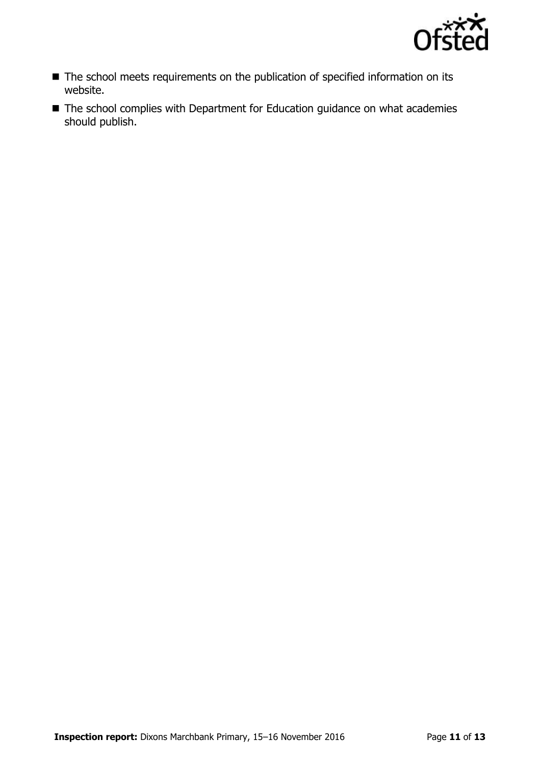- The school meets requirements on the publication of specified information on its website.
- The school complies with Department for Education guidance on what academies should publish.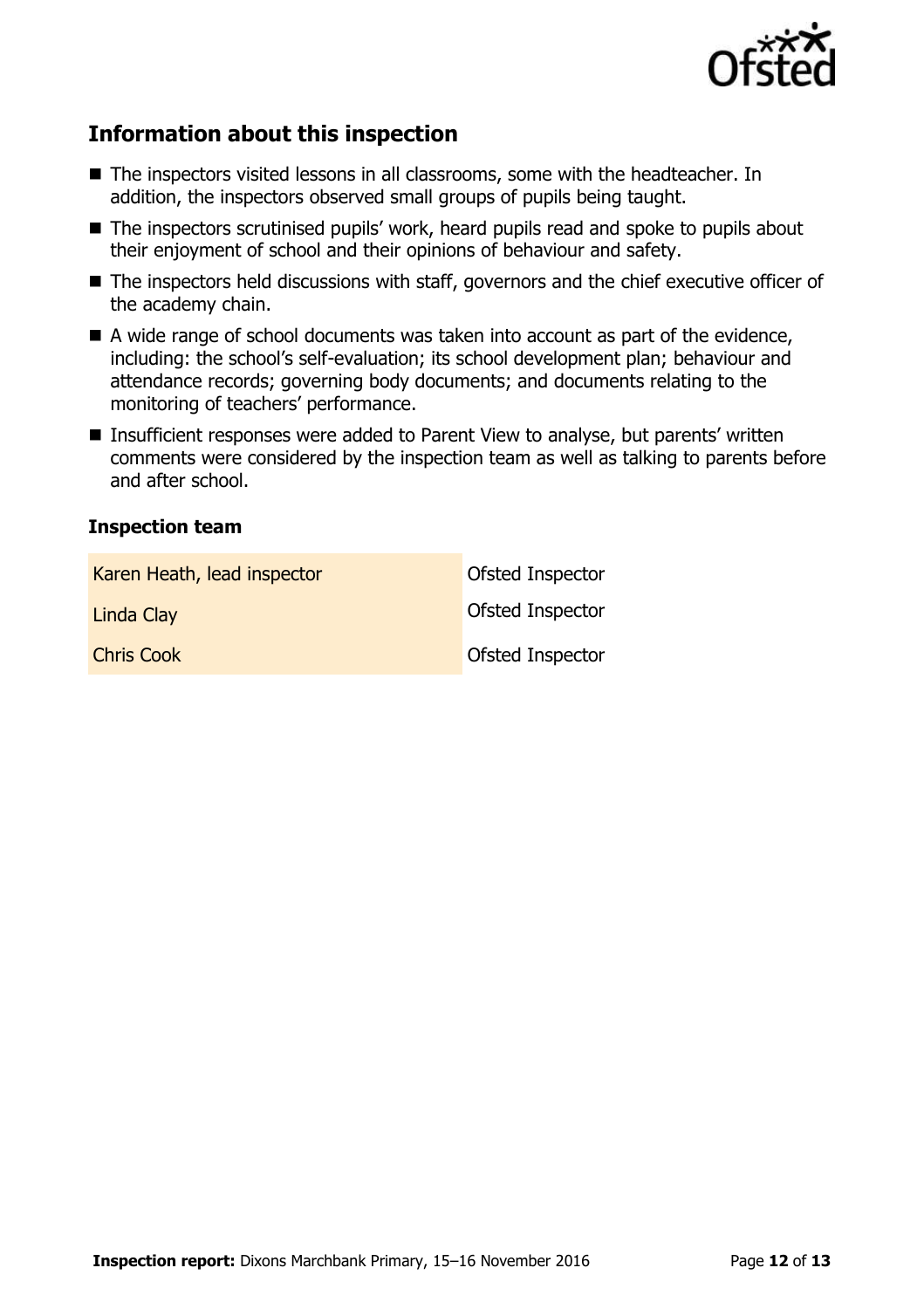## Information about this inspection

- The inspectors visited lessons in all classrooms, some with the headteacher. In addition, the inspectors observed small groups of pupils being taught.
- The inspectors scrutinised pupils' work, heard pupils read and spoke to pupils about their enjoyment of school and their opinions of behaviour and safety.
- The inspectors held discussions with staff, governors and the chief executive officer of the academy chain.
- A wide range of school documents was taken into account as part of the evidence, including: the school's self-evaluation; its school development plan; behaviour and attendance records; governing body documents; and documents relating to the monitoring of teachers' performance.
- Insufficient responses were added to Parent View to analyse, but parents' written comments were considered by the inspection team as well as talking to parents before and after school.

### Inspection team

| | |
|---|---|
| Karen Heath, lead inspector | Ofsted Inspector |
| Linda Clay | Ofsted Inspector |
| Chris Cook | Ofsted Inspector |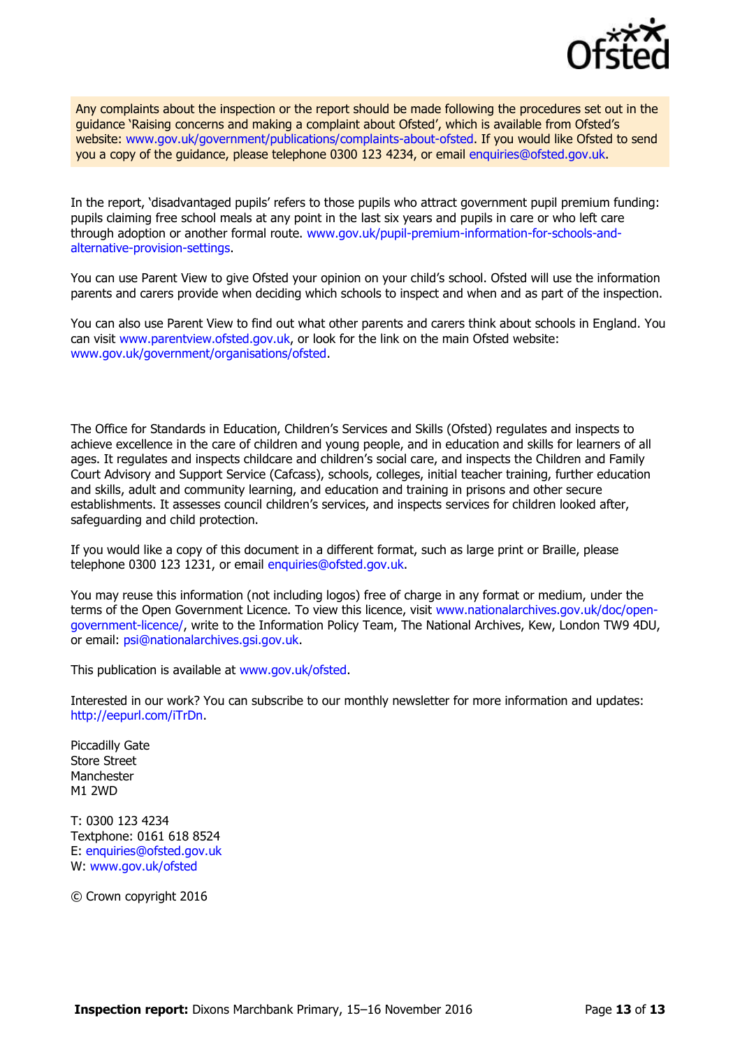Any complaints about the inspection or the report should be made following the procedures set out in the guidance 'Raising concerns and making a complaint about Ofsted', which is available from Ofsted's website: www.gov.uk/government/publications/complaints-about-ofsted. If you would like Ofsted to send you a copy of the guidance, please telephone 0300 123 4234, or email enquiries@ofsted.gov.uk.

In the report, 'disadvantaged pupils' refers to those pupils who attract government pupil premium funding: pupils claiming free school meals at any point in the last six years and pupils in care or who left care through adoption or another formal route. www.gov.uk/pupil-premium-information-for-schools-and-alternative-provision-settings.

You can use Parent View to give Ofsted your opinion on your child's school. Ofsted will use the information parents and carers provide when deciding which schools to inspect and when and as part of the inspection.

You can also use Parent View to find out what other parents and carers think about schools in England. You can visit www.parentview.ofsted.gov.uk, or look for the link on the main Ofsted website: www.gov.uk/government/organisations/ofsted.

The Office for Standards in Education, Children's Services and Skills (Ofsted) regulates and inspects to achieve excellence in the care of children and young people, and in education and skills for learners of all ages. It regulates and inspects childcare and children's social care, and inspects the Children and Family Court Advisory and Support Service (Cafcass), schools, colleges, initial teacher training, further education and skills, adult and community learning, and education and training in prisons and other secure establishments. It assesses council children's services, and inspects services for children looked after, safeguarding and child protection.

If you would like a copy of this document in a different format, such as large print or Braille, please telephone 0300 123 1231, or email enquiries@ofsted.gov.uk.

You may reuse this information (not including logos) free of charge in any format or medium, under the terms of the Open Government Licence. To view this licence, visit www.nationalarchives.gov.uk/doc/open-government-licence/, write to the Information Policy Team, The National Archives, Kew, London TW9 4DU, or email: psi@nationalarchives.gsi.gov.uk.

This publication is available at www.gov.uk/ofsted.

Interested in our work? You can subscribe to our monthly newsletter for more information and updates: http://eepurl.com/iTrDn.

Piccadilly Gate
Store Street
Manchester
M1 2WD

T: 0300 123 4234
Textphone: 0161 618 8524
E: enquiries@ofsted.gov.uk
W: www.gov.uk/ofsted

© Crown copyright 2016